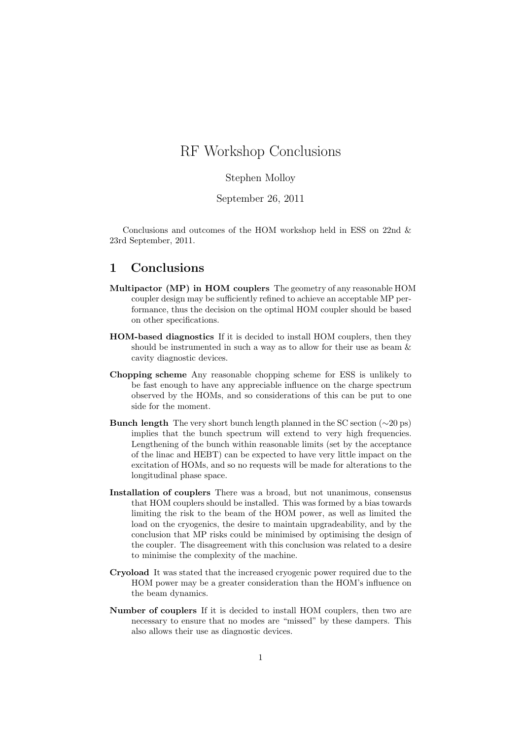# RF Workshop Conclusions

Stephen Molloy

September 26, 2011

Conclusions and outcomes of the HOM workshop held in ESS on 22nd & 23rd September, 2011.

## 1 Conclusions

**Multipactor (MP) in HOM couplers** The geometry of any reasonable HOM coupler design may be sufficiently refined to achieve an acceptable MP performance, thus the decision on the optimal HOM coupler should be based on other specifications.

**HOM-based diagnostics** If it is decided to install HOM couplers, then they should be instrumented in such a way as to allow for their use as beam & cavity diagnostic devices.

**Chopping scheme** Any reasonable chopping scheme for ESS is unlikely to be fast enough to have any appreciable influence on the charge spectrum observed by the HOMs, and so considerations of this can be put to one side for the moment.

**Bunch length** The very short bunch length planned in the SC section ($\sim$20 ps) implies that the bunch spectrum will extend to very high frequencies. Lengthening of the bunch within reasonable limits (set by the acceptance of the linac and HEBT) can be expected to have very little impact on the excitation of HOMs, and so no requests will be made for alterations to the longitudinal phase space.

**Installation of couplers** There was a broad, but not unanimous, consensus that HOM couplers should be installed. This was formed by a bias towards limiting the risk to the beam of the HOM power, as well as limited the load on the cryogenics, the desire to maintain upgradeability, and by the conclusion that MP risks could be minimised by optimising the design of the coupler. The disagreement with this conclusion was related to a desire to minimise the complexity of the machine.

**Cryoload** It was stated that the increased cryogenic power required due to the HOM power may be a greater consideration than the HOM's influence on the beam dynamics.

**Number of couplers** If it is decided to install HOM couplers, then two are necessary to ensure that no modes are "missed" by these dampers. This also allows their use as diagnostic devices.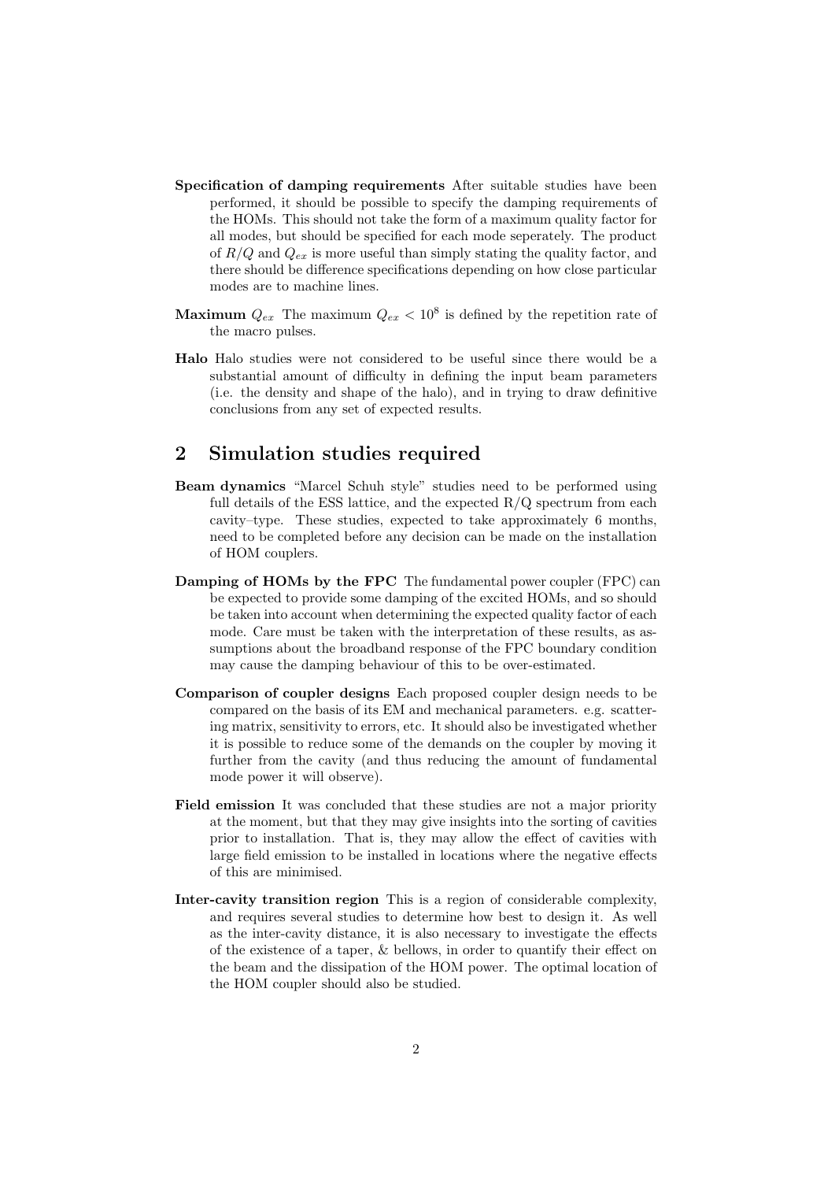**Specification of damping requirements** After suitable studies have been performed, it should be possible to specify the damping requirements of the HOMs. This should not take the form of a maximum quality factor for all modes, but should be specified for each mode seperately. The product of $R/Q$ and $Q_{ex}$ is more useful than simply stating the quality factor, and there should be difference specifications depending on how close particular modes are to machine lines.

**Maximum $Q_{ex}$** The maximum $Q_{ex} < 10^8$ is defined by the repetition rate of the macro pulses.

**Halo** Halo studies were not considered to be useful since there would be a substantial amount of difficulty in defining the input beam parameters (i.e. the density and shape of the halo), and in trying to draw definitive conclusions from any set of expected results.

## 2 Simulation studies required

**Beam dynamics** "Marcel Schuh style" studies need to be performed using full details of the ESS lattice, and the expected R/Q spectrum from each cavity–type. These studies, expected to take approximately 6 months, need to be completed before any decision can be made on the installation of HOM couplers.

**Damping of HOMs by the FPC** The fundamental power coupler (FPC) can be expected to provide some damping of the excited HOMs, and so should be taken into account when determining the expected quality factor of each mode. Care must be taken with the interpretation of these results, as assumptions about the broadband response of the FPC boundary condition may cause the damping behaviour of this to be over-estimated.

**Comparison of coupler designs** Each proposed coupler design needs to be compared on the basis of its EM and mechanical parameters. e.g. scattering matrix, sensitivity to errors, etc. It should also be investigated whether it is possible to reduce some of the demands on the coupler by moving it further from the cavity (and thus reducing the amount of fundamental mode power it will observe).

**Field emission** It was concluded that these studies are not a major priority at the moment, but that they may give insights into the sorting of cavities prior to installation. That is, they may allow the effect of cavities with large field emission to be installed in locations where the negative effects of this are minimised.

**Inter-cavity transition region** This is a region of considerable complexity, and requires several studies to determine how best to design it. As well as the inter-cavity distance, it is also necessary to investigate the effects of the existence of a taper, & bellows, in order to quantify their effect on the beam and the dissipation of the HOM power. The optimal location of the HOM coupler should also be studied.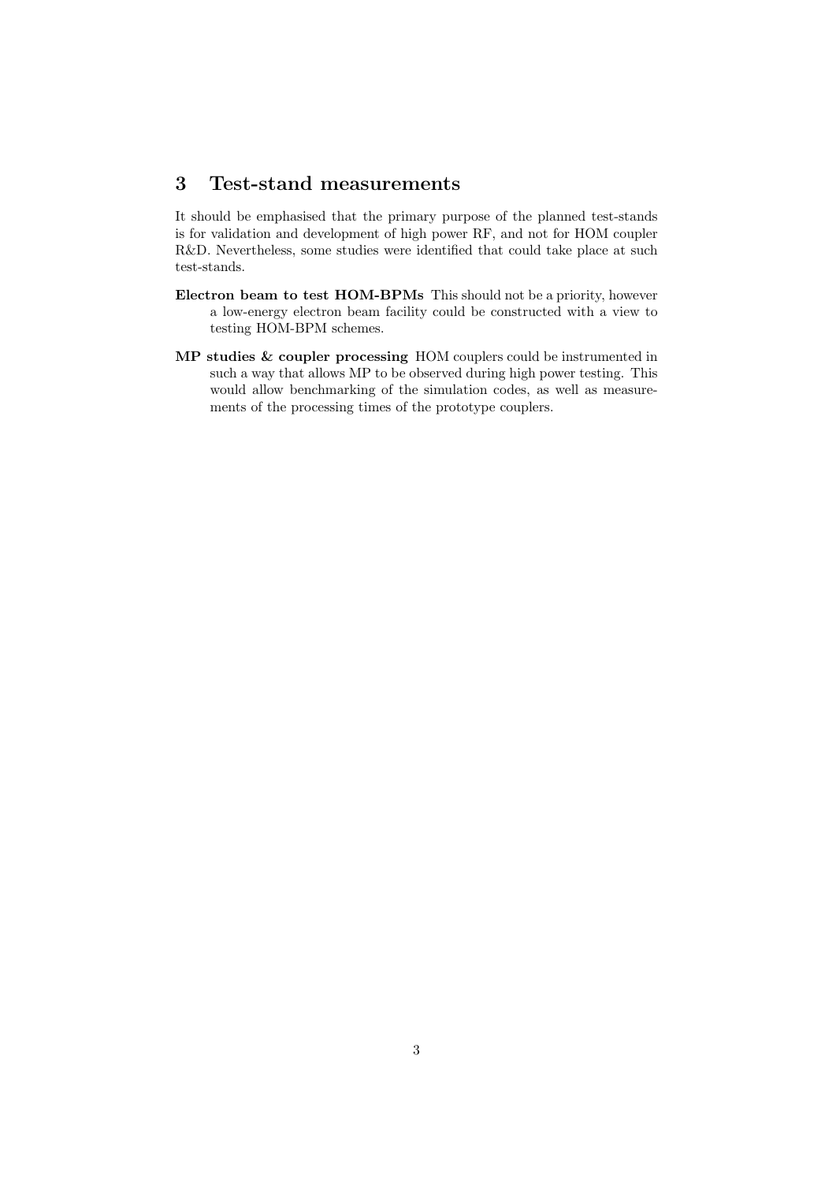## 3 Test-stand measurements

It should be emphasised that the primary purpose of the planned test-stands is for validation and development of high power RF, and not for HOM coupler R&D. Nevertheless, some studies were identified that could take place at such test-stands.

**Electron beam to test HOM-BPMs** This should not be a priority, however a low-energy electron beam facility could be constructed with a view to testing HOM-BPM schemes.

**MP studies & coupler processing** HOM couplers could be instrumented in such a way that allows MP to be observed during high power testing. This would allow benchmarking of the simulation codes, as well as measurements of the processing times of the prototype couplers.